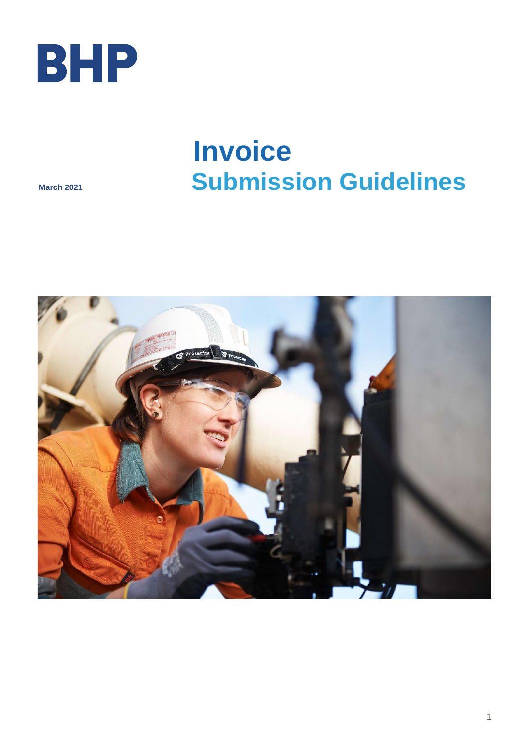BHP

# Invoice Submission Guidelines

**March 2021**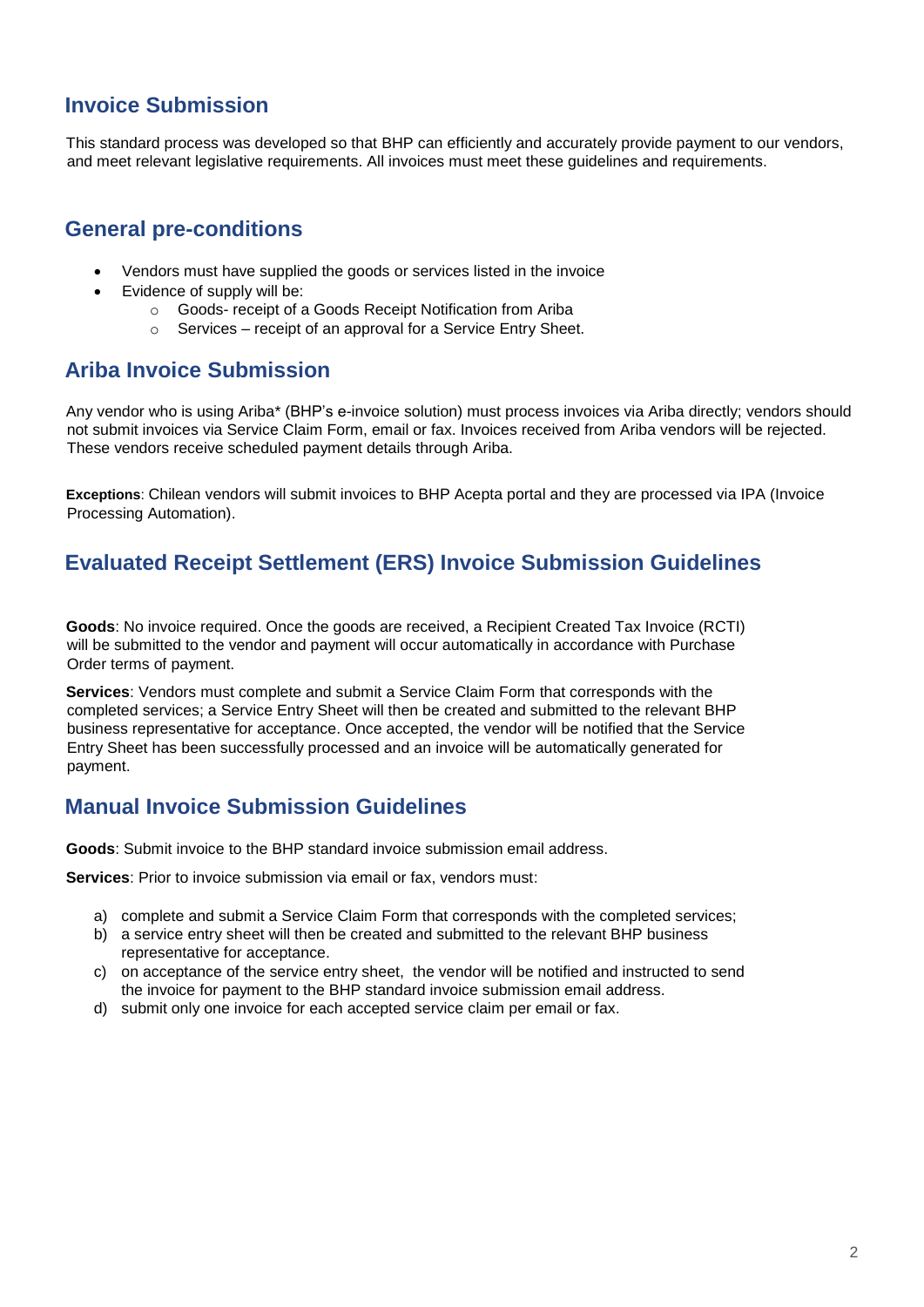## Invoice Submission

This standard process was developed so that BHP can efficiently and accurately provide payment to our vendors, and meet relevant legislative requirements. All invoices must meet these guidelines and requirements.

## General pre-conditions

- Vendors must have supplied the goods or services listed in the invoice
- Evidence of supply will be:
  - Goods- receipt of a Goods Receipt Notification from Ariba
  - Services – receipt of an approval for a Service Entry Sheet.

## Ariba Invoice Submission

Any vendor who is using Ariba* (BHP's e-invoice solution) must process invoices via Ariba directly; vendors should not submit invoices via Service Claim Form, email or fax. Invoices received from Ariba vendors will be rejected. These vendors receive scheduled payment details through Ariba.

**Exceptions**: Chilean vendors will submit invoices to BHP Acepta portal and they are processed via IPA (Invoice Processing Automation).

## Evaluated Receipt Settlement (ERS) Invoice Submission Guidelines

**Goods**: No invoice required. Once the goods are received, a Recipient Created Tax Invoice (RCTI) will be submitted to the vendor and payment will occur automatically in accordance with Purchase Order terms of payment.

**Services**: Vendors must complete and submit a Service Claim Form that corresponds with the completed services; a Service Entry Sheet will then be created and submitted to the relevant BHP business representative for acceptance. Once accepted, the vendor will be notified that the Service Entry Sheet has been successfully processed and an invoice will be automatically generated for payment.

## Manual Invoice Submission Guidelines

**Goods**: Submit invoice to the BHP standard invoice submission email address.

**Services**: Prior to invoice submission via email or fax, vendors must:

a) complete and submit a Service Claim Form that corresponds with the completed services;
b) a service entry sheet will then be created and submitted to the relevant BHP business representative for acceptance.
c) on acceptance of the service entry sheet, the vendor will be notified and instructed to send the invoice for payment to the BHP standard invoice submission email address.
d) submit only one invoice for each accepted service claim per email or fax.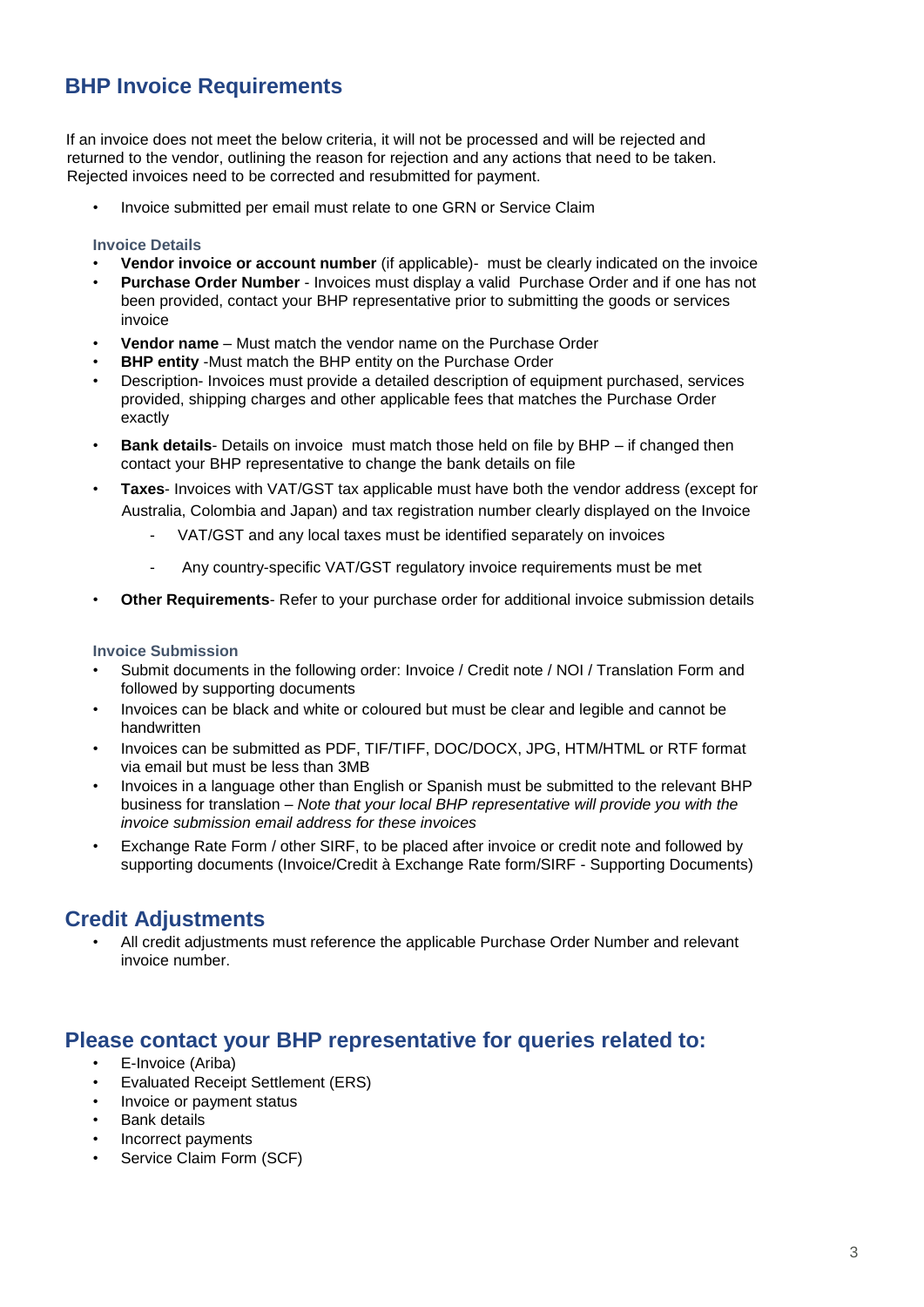## BHP Invoice Requirements

If an invoice does not meet the below criteria, it will not be processed and will be rejected and returned to the vendor, outlining the reason for rejection and any actions that need to be taken. Rejected invoices need to be corrected and resubmitted for payment.

- Invoice submitted per email must relate to one GRN or Service Claim

### Invoice Details

- **Vendor invoice or account number** (if applicable)- must be clearly indicated on the invoice
- **Purchase Order Number** - Invoices must display a valid Purchase Order and if one has not been provided, contact your BHP representative prior to submitting the goods or services invoice
- **Vendor name** – Must match the vendor name on the Purchase Order
- **BHP entity** -Must match the BHP entity on the Purchase Order
- Description- Invoices must provide a detailed description of equipment purchased, services provided, shipping charges and other applicable fees that matches the Purchase Order exactly
- **Bank details**- Details on invoice must match those held on file by BHP – if changed then contact your BHP representative to change the bank details on file
- **Taxes**- Invoices with VAT/GST tax applicable must have both the vendor address (except for Australia, Colombia and Japan) and tax registration number clearly displayed on the Invoice
  - VAT/GST and any local taxes must be identified separately on invoices
  - Any country-specific VAT/GST regulatory invoice requirements must be met
- **Other Requirements**- Refer to your purchase order for additional invoice submission details

### Invoice Submission

- Submit documents in the following order: Invoice / Credit note / NOI / Translation Form and followed by supporting documents
- Invoices can be black and white or coloured but must be clear and legible and cannot be handwritten
- Invoices can be submitted as PDF, TIF/TIFF, DOC/DOCX, JPG, HTM/HTML or RTF format via email but must be less than 3MB
- Invoices in a language other than English or Spanish must be submitted to the relevant BHP business for translation – *Note that your local BHP representative will provide you with the invoice submission email address for these invoices*
- Exchange Rate Form / other SIRF, to be placed after invoice or credit note and followed by supporting documents (Invoice/Credit à Exchange Rate form/SIRF - Supporting Documents)

## Credit Adjustments

- All credit adjustments must reference the applicable Purchase Order Number and relevant invoice number.

## Please contact your BHP representative for queries related to:

- E-Invoice (Ariba)
- Evaluated Receipt Settlement (ERS)
- Invoice or payment status
- Bank details
- Incorrect payments
- Service Claim Form (SCF)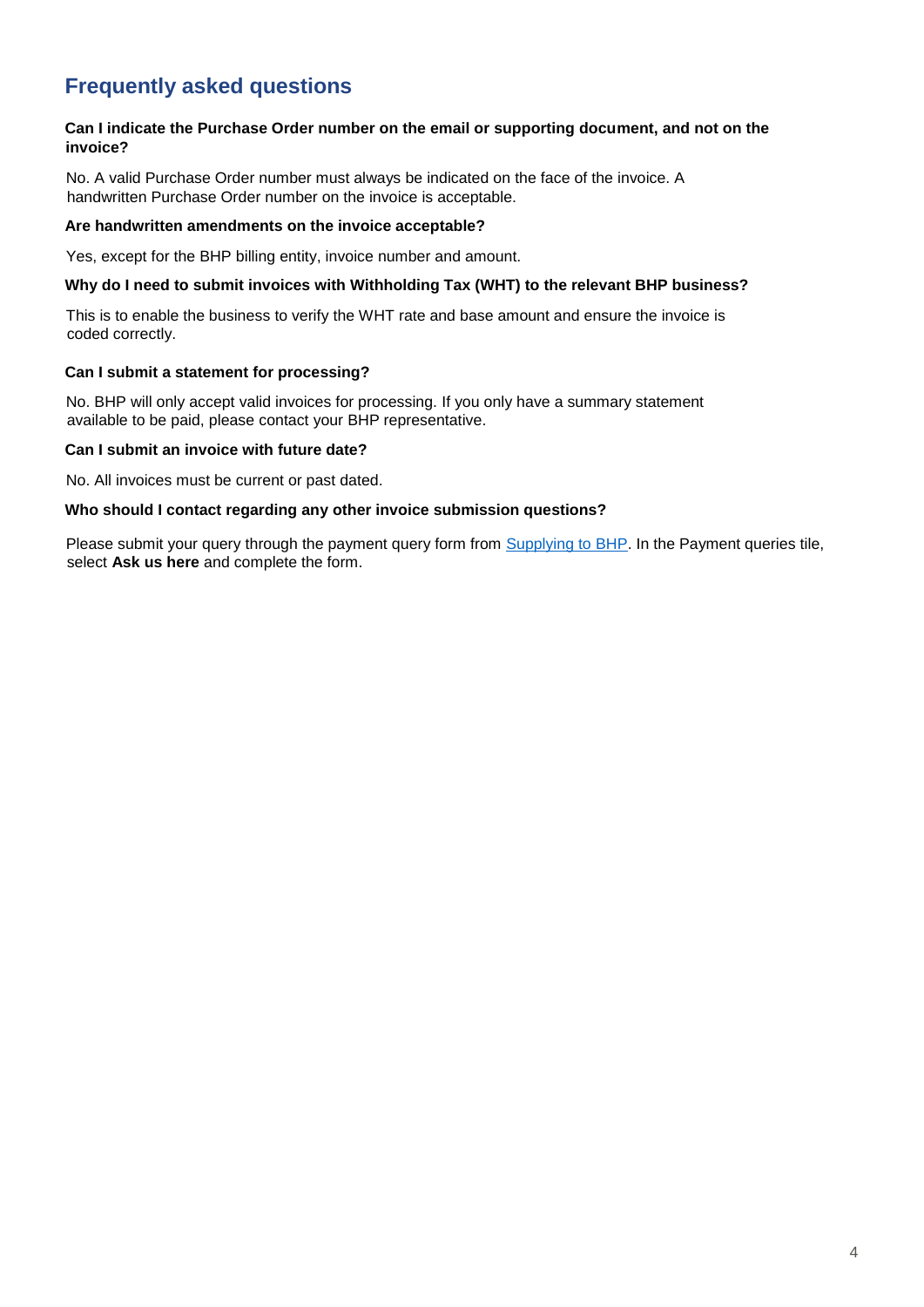## Frequently asked questions

**Can I indicate the Purchase Order number on the email or supporting document, and not on the invoice?**

No. A valid Purchase Order number must always be indicated on the face of the invoice. A handwritten Purchase Order number on the invoice is acceptable.

**Are handwritten amendments on the invoice acceptable?**

Yes, except for the BHP billing entity, invoice number and amount.

**Why do I need to submit invoices with Withholding Tax (WHT) to the relevant BHP business?**

This is to enable the business to verify the WHT rate and base amount and ensure the invoice is coded correctly.

**Can I submit a statement for processing?**

No. BHP will only accept valid invoices for processing. If you only have a summary statement available to be paid, please contact your BHP representative.

**Can I submit an invoice with future date?**

No. All invoices must be current or past dated.

**Who should I contact regarding any other invoice submission questions?**

Please submit your query through the payment query form from Supplying to BHP. In the Payment queries tile, select **Ask us here** and complete the form.